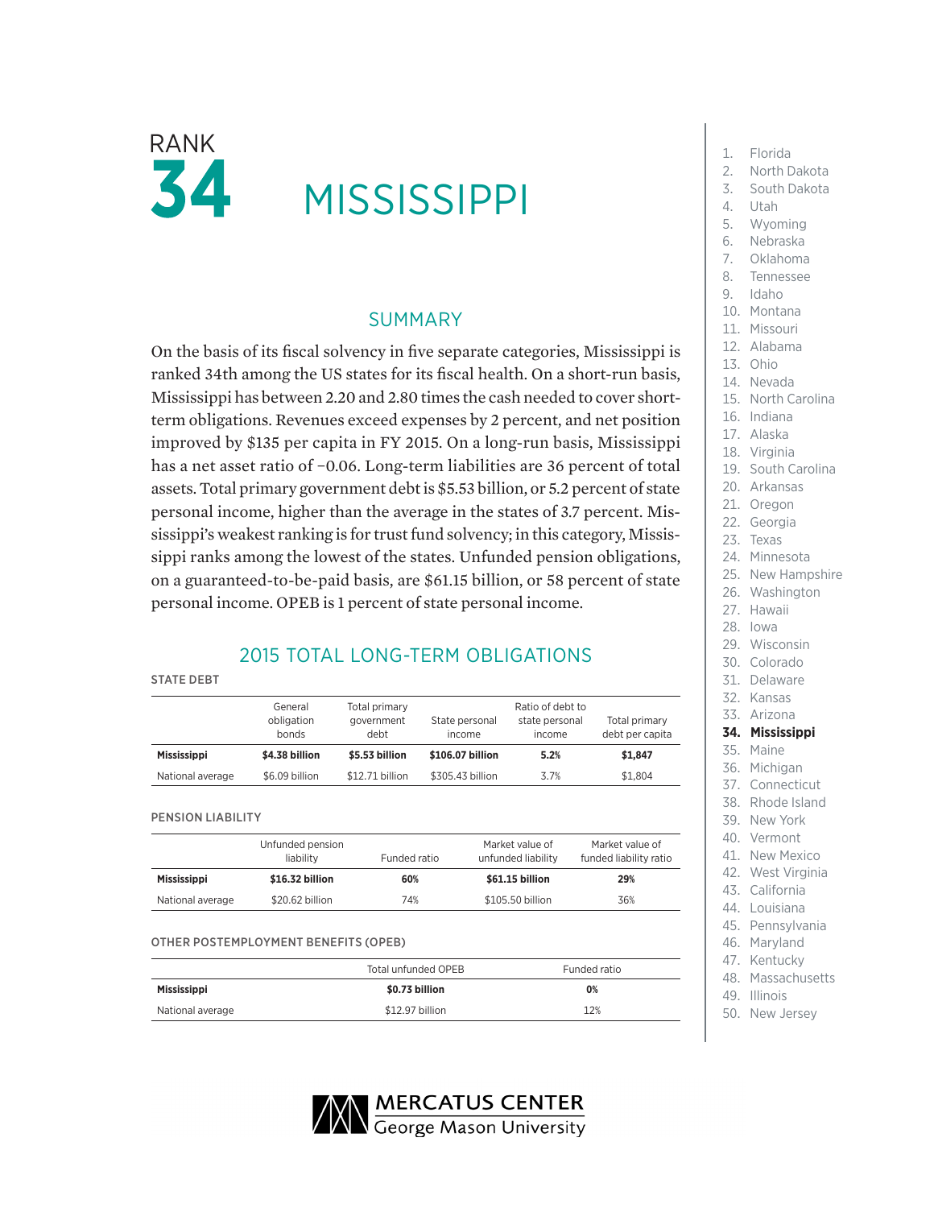# RANK 34

# MISSISSIPPI

## SUMMARY

On the basis of its fiscal solvency in five separate categories, Mississippi is ranked 34th among the US states for its fiscal health. On a short-run basis, Mississippi has between 2.20 and 2.80 times the cash needed to cover short-term obligations. Revenues exceed expenses by 2 percent, and net position improved by $135 per capita in FY 2015. On a long-run basis, Mississippi has a net asset ratio of −0.06. Long-term liabilities are 36 percent of total assets. Total primary government debt is $5.53 billion, or 5.2 percent of state personal income, higher than the average in the states of 3.7 percent. Mississippi's weakest ranking is for trust fund solvency; in this category, Mississippi ranks among the lowest of the states. Unfunded pension obligations, on a guaranteed-to-be-paid basis, are $61.15 billion, or 58 percent of state personal income. OPEB is 1 percent of state personal income.

## 2015 TOTAL LONG-TERM OBLIGATIONS

### STATE DEBT

| | General obligation bonds | Total primary government debt | State personal income | Ratio of debt to state personal income | Total primary debt per capita |
|---|---|---|---|---|---|
| **Mississippi** | **$4.38 billion** | **$5.53 billion** | **$106.07 billion** | **5.2%** | **$1,847** |
| National average | $6.09 billion | $12.71 billion | $305.43 billion | 3.7% | $1,804 |

### PENSION LIABILITY

| | Unfunded pension liability | Funded ratio | Market value of unfunded liability | Market value of funded liability ratio |
|---|---|---|---|---|
| **Mississippi** | **$16.32 billion** | **60%** | **$61.15 billion** | **29%** |
| National average | $20.62 billion | 74% | $105.50 billion | 36% |

### OTHER POSTEMPLOYMENT BENEFITS (OPEB)

| | Total unfunded OPEB | Funded ratio |
|---|---|---|
| **Mississippi** | **$0.73 billion** | **0%** |
| National average | $12.97 billion | 12% |

1. Florida
2. North Dakota
3. South Dakota
4. Utah
5. Wyoming
6. Nebraska
7. Oklahoma
8. Tennessee
9. Idaho
10. Montana
11. Missouri
12. Alabama
13. Ohio
14. Nevada
15. North Carolina
16. Indiana
17. Alaska
18. Virginia
19. South Carolina
20. Arkansas
21. Oregon
22. Georgia
23. Texas
24. Minnesota
25. New Hampshire
26. Washington
27. Hawaii
28. Iowa
29. Wisconsin
30. Colorado
31. Delaware
32. Kansas
33. Arizona
34. **Mississippi**
35. Maine
36. Michigan
37. Connecticut
38. Rhode Island
39. New York
40. Vermont
41. New Mexico
42. West Virginia
43. California
44. Louisiana
45. Pennsylvania
46. Maryland
47. Kentucky
48. Massachusetts
49. Illinois
50. New Jersey

MERCATUS CENTER
George Mason University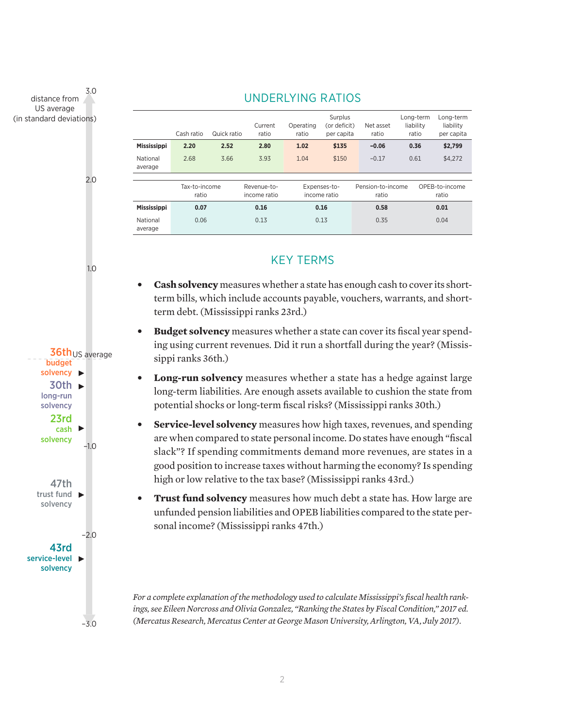distance from US average (in standard deviations)

3.0

2.0

1.0

US average

36th budget solvency

30th long-run solvency

23rd cash solvency

-1.0

47th trust fund solvency

-2.0

43rd service-level solvency

-3.0

## UNDERLYING RATIOS

| | Cash ratio | Quick ratio | Current ratio | Operating ratio | Surplus (or deficit) per capita | Net asset ratio | Long-term liability ratio | Long-term liability per capita |
|---|---|---|---|---|---|---|---|---|
| **Mississippi** | **2.20** | **2.52** | **2.80** | **1.02** | **$135** | **−0.06** | **0.36** | **$2,799** |
| National average | 2.68 | 3.66 | 3.93 | 1.04 | $150 | −0.17 | 0.61 | $4,272 |

| | Tax-to-income ratio | Revenue-to-income ratio | Expenses-to-income ratio | Pension-to-income ratio | OPEB-to-income ratio |
|---|---|---|---|---|---|
| **Mississippi** | **0.07** | **0.16** | **0.16** | **0.58** | **0.01** |
| National average | 0.06 | 0.13 | 0.13 | 0.35 | 0.04 |

## KEY TERMS

- **Cash solvency** measures whether a state has enough cash to cover its short-term bills, which include accounts payable, vouchers, warrants, and short-term debt. (Mississippi ranks 23rd.)
- **Budget solvency** measures whether a state can cover its fiscal year spending using current revenues. Did it run a shortfall during the year? (Mississippi ranks 36th.)
- **Long-run solvency** measures whether a state has a hedge against large long-term liabilities. Are enough assets available to cushion the state from potential shocks or long-term fiscal risks? (Mississippi ranks 30th.)
- **Service-level solvency** measures how high taxes, revenues, and spending are when compared to state personal income. Do states have enough "fiscal slack"? If spending commitments demand more revenues, are states in a good position to increase taxes without harming the economy? Is spending high or low relative to the tax base? (Mississippi ranks 43rd.)
- **Trust fund solvency** measures how much debt a state has. How large are unfunded pension liabilities and OPEB liabilities compared to the state personal income? (Mississippi ranks 47th.)

*For a complete explanation of the methodology used to calculate Mississippi's fiscal health rankings, see Eileen Norcross and Olivia Gonzalez, "Ranking the States by Fiscal Condition," 2017 ed. (Mercatus Research, Mercatus Center at George Mason University, Arlington, VA, July 2017).*